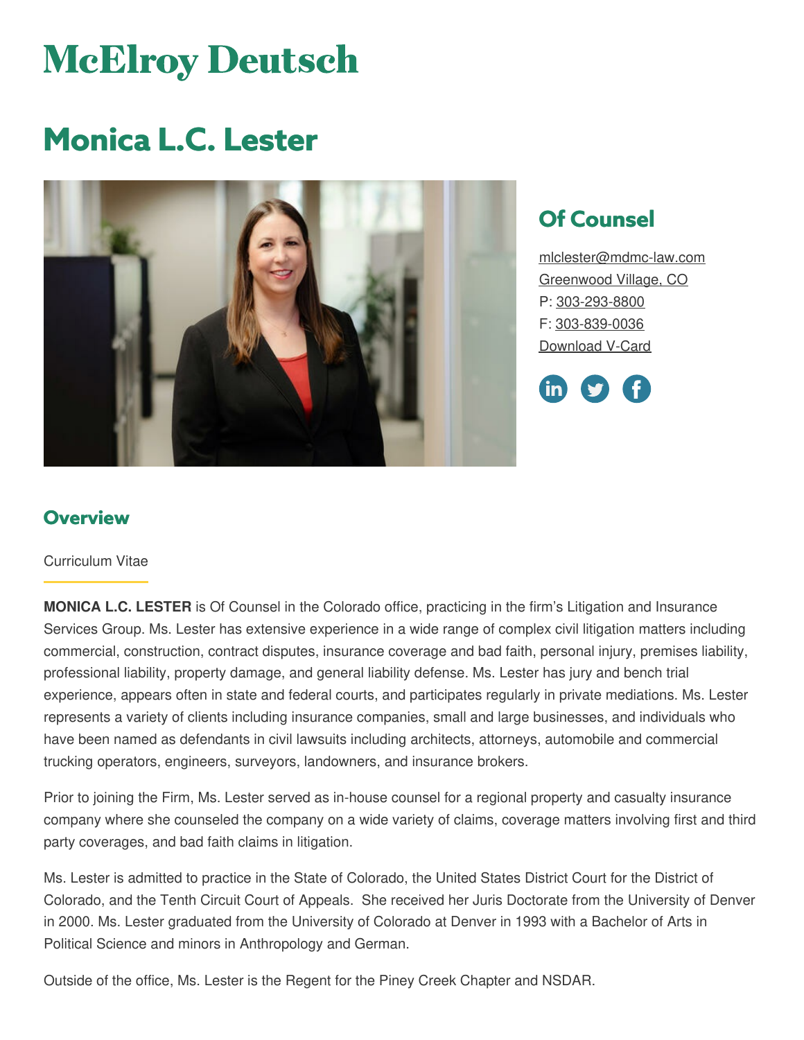# McElroy Deutsch

## Monica L.C. Lester

### Of Counsel

mlclester@mdmc-law.com
Greenwood Village, CO
P: 303-293-8800
F: 303-839-0036
Download V-Card

### Overview

Curriculum Vitae

**MONICA L.C. LESTER** is Of Counsel in the Colorado office, practicing in the firm's Litigation and Insurance Services Group. Ms. Lester has extensive experience in a wide range of complex civil litigation matters including commercial, construction, contract disputes, insurance coverage and bad faith, personal injury, premises liability, professional liability, property damage, and general liability defense. Ms. Lester has jury and bench trial experience, appears often in state and federal courts, and participates regularly in private mediations. Ms. Lester represents a variety of clients including insurance companies, small and large businesses, and individuals who have been named as defendants in civil lawsuits including architects, attorneys, automobile and commercial trucking operators, engineers, surveyors, landowners, and insurance brokers.

Prior to joining the Firm, Ms. Lester served as in-house counsel for a regional property and casualty insurance company where she counseled the company on a wide variety of claims, coverage matters involving first and third party coverages, and bad faith claims in litigation.

Ms. Lester is admitted to practice in the State of Colorado, the United States District Court for the District of Colorado, and the Tenth Circuit Court of Appeals. She received her Juris Doctorate from the University of Denver in 2000. Ms. Lester graduated from the University of Colorado at Denver in 1993 with a Bachelor of Arts in Political Science and minors in Anthropology and German.

Outside of the office, Ms. Lester is the Regent for the Piney Creek Chapter and NSDAR.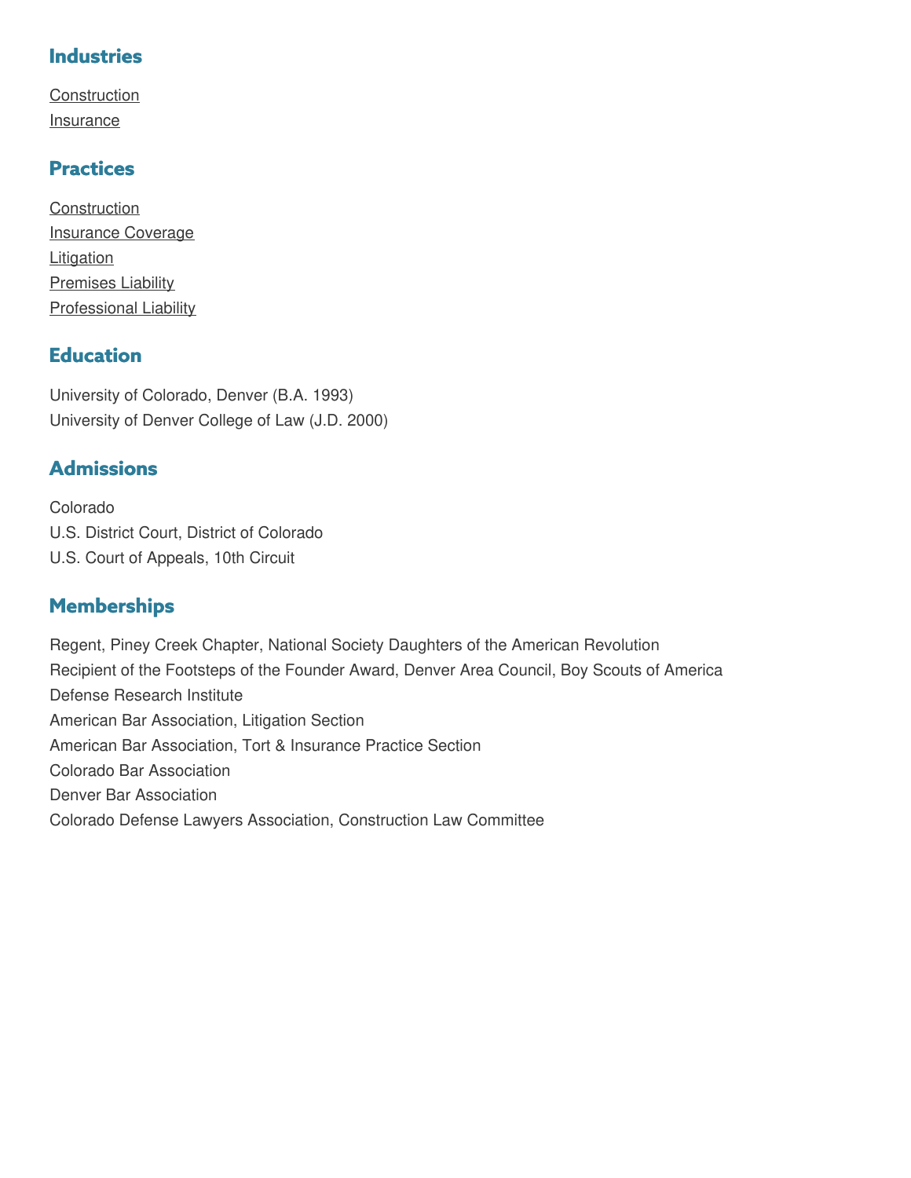## Industries

Construction
Insurance

## Practices

Construction
Insurance Coverage
Litigation
Premises Liability
Professional Liability

## Education

University of Colorado, Denver (B.A. 1993)
University of Denver College of Law (J.D. 2000)

## Admissions

Colorado
U.S. District Court, District of Colorado
U.S. Court of Appeals, 10th Circuit

## Memberships

Regent, Piney Creek Chapter, National Society Daughters of the American Revolution
Recipient of the Footsteps of the Founder Award, Denver Area Council, Boy Scouts of America
Defense Research Institute
American Bar Association, Litigation Section
American Bar Association, Tort & Insurance Practice Section
Colorado Bar Association
Denver Bar Association
Colorado Defense Lawyers Association, Construction Law Committee